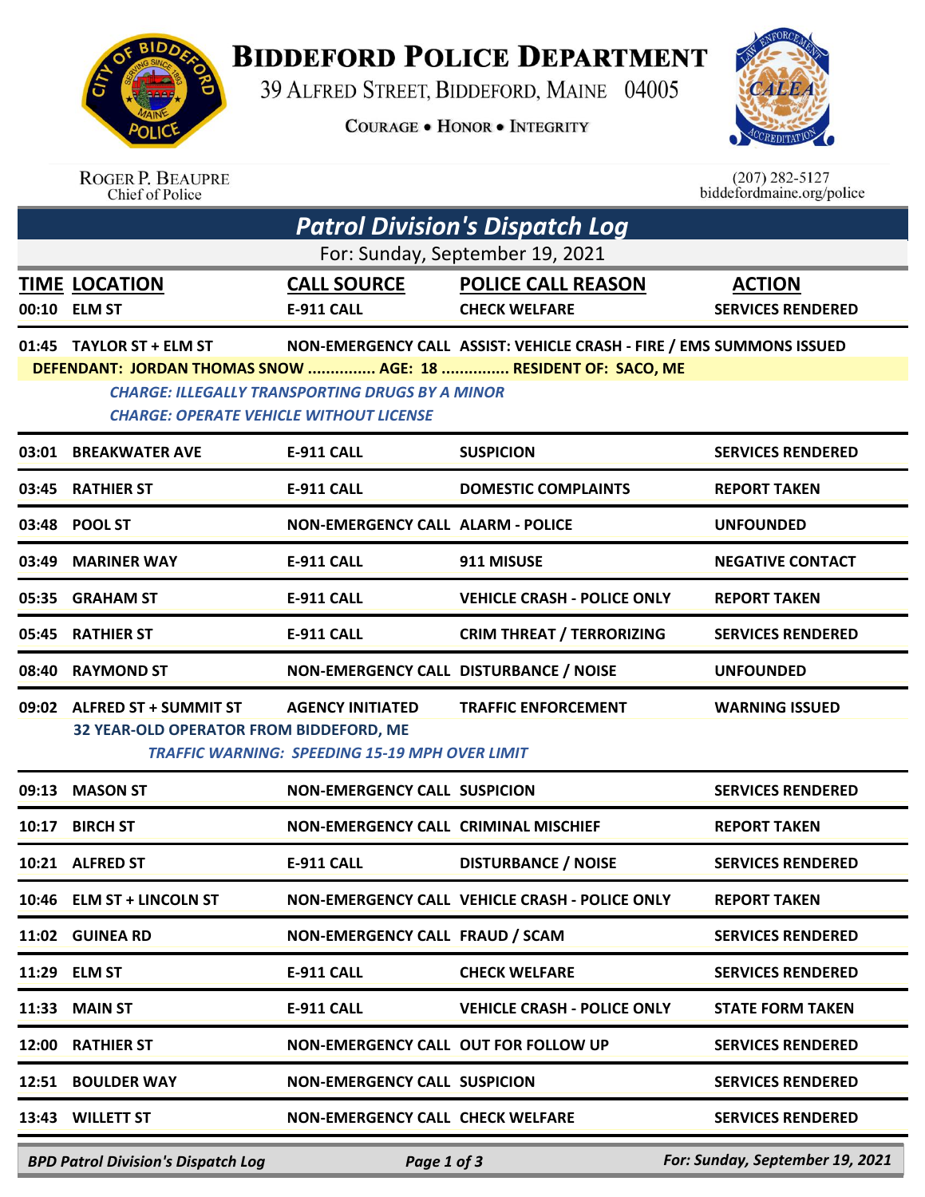# BIDDEFORD POLICE DEPARTMENT

39 ALFRED STREET, BIDDEFORD, MAINE 04005

COURAGE • HONOR • INTEGRITY

ROGER P. BEAUPRE
Chief of Police

(207) 282-5127
biddefordmaine.org/police

## *Patrol Division's Dispatch Log*

For: Sunday, September 19, 2021

| TIME | LOCATION | CALL SOURCE | POLICE CALL REASON | ACTION |
|---|---|---|---|---|
| 00:10 | ELM ST | E-911 CALL | CHECK WELFARE | SERVICES RENDERED |
| 01:45 | TAYLOR ST + ELM ST | NON-EMERGENCY CALL | ASSIST: VEHICLE CRASH - FIRE / EMS | SUMMONS ISSUED |
| | DEFENDANT: JORDAN THOMAS SNOW ............... AGE: 18 ............... RESIDENT OF: SACO, ME | | | |
| | *CHARGE: ILLEGALLY TRANSPORTING DRUGS BY A MINOR* | | | |
| | *CHARGE: OPERATE VEHICLE WITHOUT LICENSE* | | | |
| 03:01 | BREAKWATER AVE | E-911 CALL | SUSPICION | SERVICES RENDERED |
| 03:45 | RATHIER ST | E-911 CALL | DOMESTIC COMPLAINTS | REPORT TAKEN |
| 03:48 | POOL ST | NON-EMERGENCY CALL | ALARM - POLICE | UNFOUNDED |
| 03:49 | MARINER WAY | E-911 CALL | 911 MISUSE | NEGATIVE CONTACT |
| 05:35 | GRAHAM ST | E-911 CALL | VEHICLE CRASH - POLICE ONLY | REPORT TAKEN |
| 05:45 | RATHIER ST | E-911 CALL | CRIM THREAT / TERRORIZING | SERVICES RENDERED |
| 08:40 | RAYMOND ST | NON-EMERGENCY CALL | DISTURBANCE / NOISE | UNFOUNDED |
| 09:02 | ALFRED ST + SUMMIT ST | AGENCY INITIATED | TRAFFIC ENFORCEMENT | WARNING ISSUED |
| | 32 YEAR-OLD OPERATOR FROM BIDDEFORD, ME | | | |
| | *TRAFFIC WARNING: SPEEDING 15-19 MPH OVER LIMIT* | | | |
| 09:13 | MASON ST | NON-EMERGENCY CALL | SUSPICION | SERVICES RENDERED |
| 10:17 | BIRCH ST | NON-EMERGENCY CALL | CRIMINAL MISCHIEF | REPORT TAKEN |
| 10:21 | ALFRED ST | E-911 CALL | DISTURBANCE / NOISE | SERVICES RENDERED |
| 10:46 | ELM ST + LINCOLN ST | NON-EMERGENCY CALL | VEHICLE CRASH - POLICE ONLY | REPORT TAKEN |
| 11:02 | GUINEA RD | NON-EMERGENCY CALL | FRAUD / SCAM | SERVICES RENDERED |
| 11:29 | ELM ST | E-911 CALL | CHECK WELFARE | SERVICES RENDERED |
| 11:33 | MAIN ST | E-911 CALL | VEHICLE CRASH - POLICE ONLY | STATE FORM TAKEN |
| 12:00 | RATHIER ST | NON-EMERGENCY CALL | OUT FOR FOLLOW UP | SERVICES RENDERED |
| 12:51 | BOULDER WAY | NON-EMERGENCY CALL | SUSPICION | SERVICES RENDERED |
| 13:43 | WILLETT ST | NON-EMERGENCY CALL | CHECK WELFARE | SERVICES RENDERED |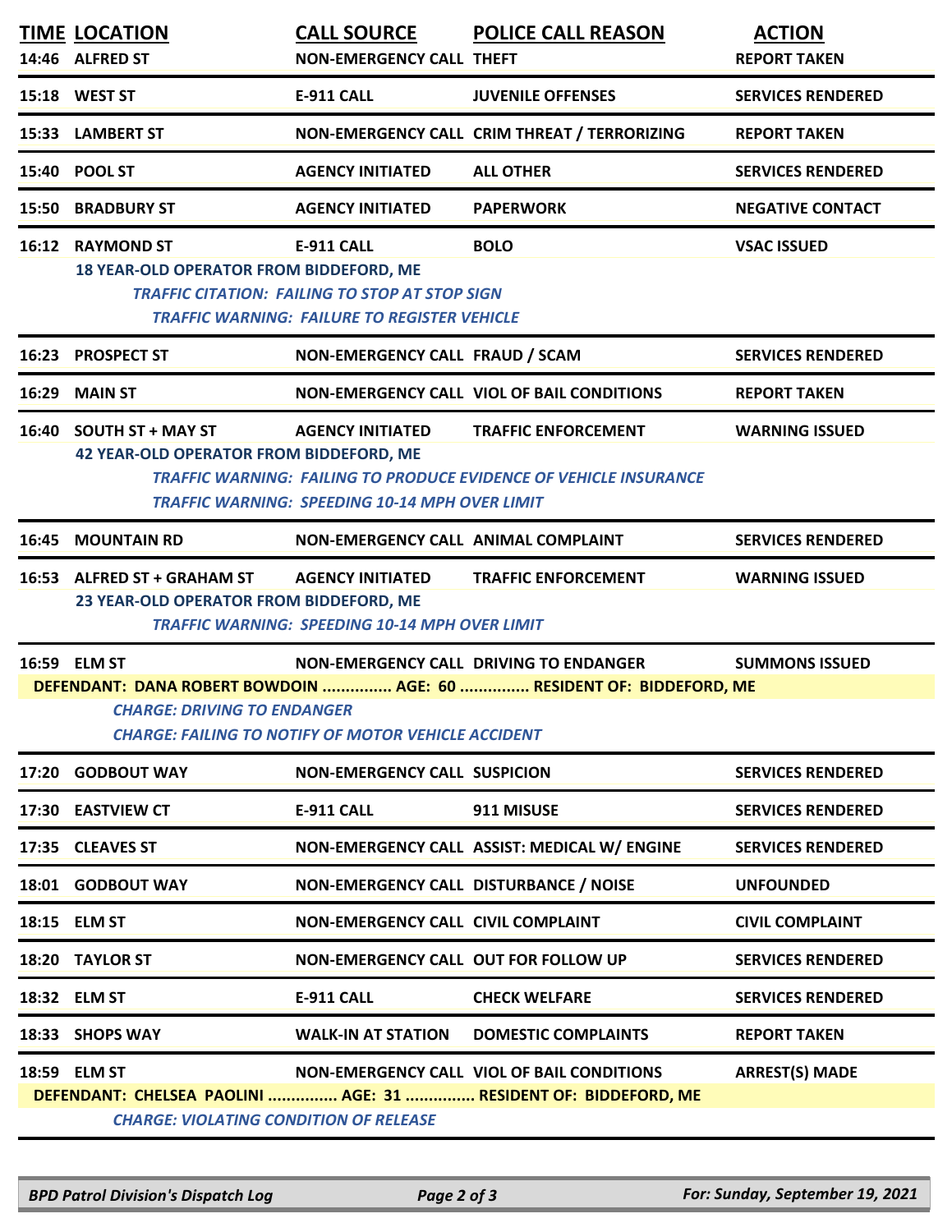| TIME | LOCATION | CALL SOURCE | POLICE CALL REASON | ACTION |
|---|---|---|---|---|
| 14:46 | ALFRED ST | NON-EMERGENCY CALL | THEFT | REPORT TAKEN |
| 15:18 | WEST ST | E-911 CALL | JUVENILE OFFENSES | SERVICES RENDERED |
| 15:33 | LAMBERT ST | NON-EMERGENCY CALL | CRIM THREAT / TERRORIZING | REPORT TAKEN |
| 15:40 | POOL ST | AGENCY INITIATED | ALL OTHER | SERVICES RENDERED |
| 15:50 | BRADBURY ST | AGENCY INITIATED | PAPERWORK | NEGATIVE CONTACT |
| 16:12 | RAYMOND ST | E-911 CALL | BOLO | VSAC ISSUED |

**18 YEAR-OLD OPERATOR FROM BIDDEFORD, ME**

*TRAFFIC CITATION: FAILING TO STOP AT STOP SIGN*

*TRAFFIC WARNING: FAILURE TO REGISTER VEHICLE*

| TIME | LOCATION | CALL SOURCE | POLICE CALL REASON | ACTION |
|---|---|---|---|---|
| 16:23 | PROSPECT ST | NON-EMERGENCY CALL | FRAUD / SCAM | SERVICES RENDERED |
| 16:29 | MAIN ST | NON-EMERGENCY CALL | VIOL OF BAIL CONDITIONS | REPORT TAKEN |
| 16:40 | SOUTH ST + MAY ST | AGENCY INITIATED | TRAFFIC ENFORCEMENT | WARNING ISSUED |

**42 YEAR-OLD OPERATOR FROM BIDDEFORD, ME**

*TRAFFIC WARNING: FAILING TO PRODUCE EVIDENCE OF VEHICLE INSURANCE*

*TRAFFIC WARNING: SPEEDING 10-14 MPH OVER LIMIT*

| TIME | LOCATION | CALL SOURCE | POLICE CALL REASON | ACTION |
|---|---|---|---|---|
| 16:45 | MOUNTAIN RD | NON-EMERGENCY CALL | ANIMAL COMPLAINT | SERVICES RENDERED |
| 16:53 | ALFRED ST + GRAHAM ST | AGENCY INITIATED | TRAFFIC ENFORCEMENT | WARNING ISSUED |

**23 YEAR-OLD OPERATOR FROM BIDDEFORD, ME**

*TRAFFIC WARNING: SPEEDING 10-14 MPH OVER LIMIT*

| TIME | LOCATION | CALL SOURCE | POLICE CALL REASON | ACTION |
|---|---|---|---|---|
| 16:59 | ELM ST | NON-EMERGENCY CALL | DRIVING TO ENDANGER | SUMMONS ISSUED |

**DEFENDANT: DANA ROBERT BOWDOIN ............... AGE: 60 ............... RESIDENT OF: BIDDEFORD, ME**

*CHARGE: DRIVING TO ENDANGER*

*CHARGE: FAILING TO NOTIFY OF MOTOR VEHICLE ACCIDENT*

| TIME | LOCATION | CALL SOURCE | POLICE CALL REASON | ACTION |
|---|---|---|---|---|
| 17:20 | GODBOUT WAY | NON-EMERGENCY CALL | SUSPICION | SERVICES RENDERED |
| 17:30 | EASTVIEW CT | E-911 CALL | 911 MISUSE | SERVICES RENDERED |
| 17:35 | CLEAVES ST | NON-EMERGENCY CALL | ASSIST: MEDICAL W/ ENGINE | SERVICES RENDERED |
| 18:01 | GODBOUT WAY | NON-EMERGENCY CALL | DISTURBANCE / NOISE | UNFOUNDED |
| 18:15 | ELM ST | NON-EMERGENCY CALL | CIVIL COMPLAINT | CIVIL COMPLAINT |
| 18:20 | TAYLOR ST | NON-EMERGENCY CALL | OUT FOR FOLLOW UP | SERVICES RENDERED |
| 18:32 | ELM ST | E-911 CALL | CHECK WELFARE | SERVICES RENDERED |
| 18:33 | SHOPS WAY | WALK-IN AT STATION | DOMESTIC COMPLAINTS | REPORT TAKEN |
| 18:59 | ELM ST | NON-EMERGENCY CALL | VIOL OF BAIL CONDITIONS | ARREST(S) MADE |

**DEFENDANT: CHELSEA PAOLINI ............... AGE: 31 ............... RESIDENT OF: BIDDEFORD, ME**

*CHARGE: VIOLATING CONDITION OF RELEASE*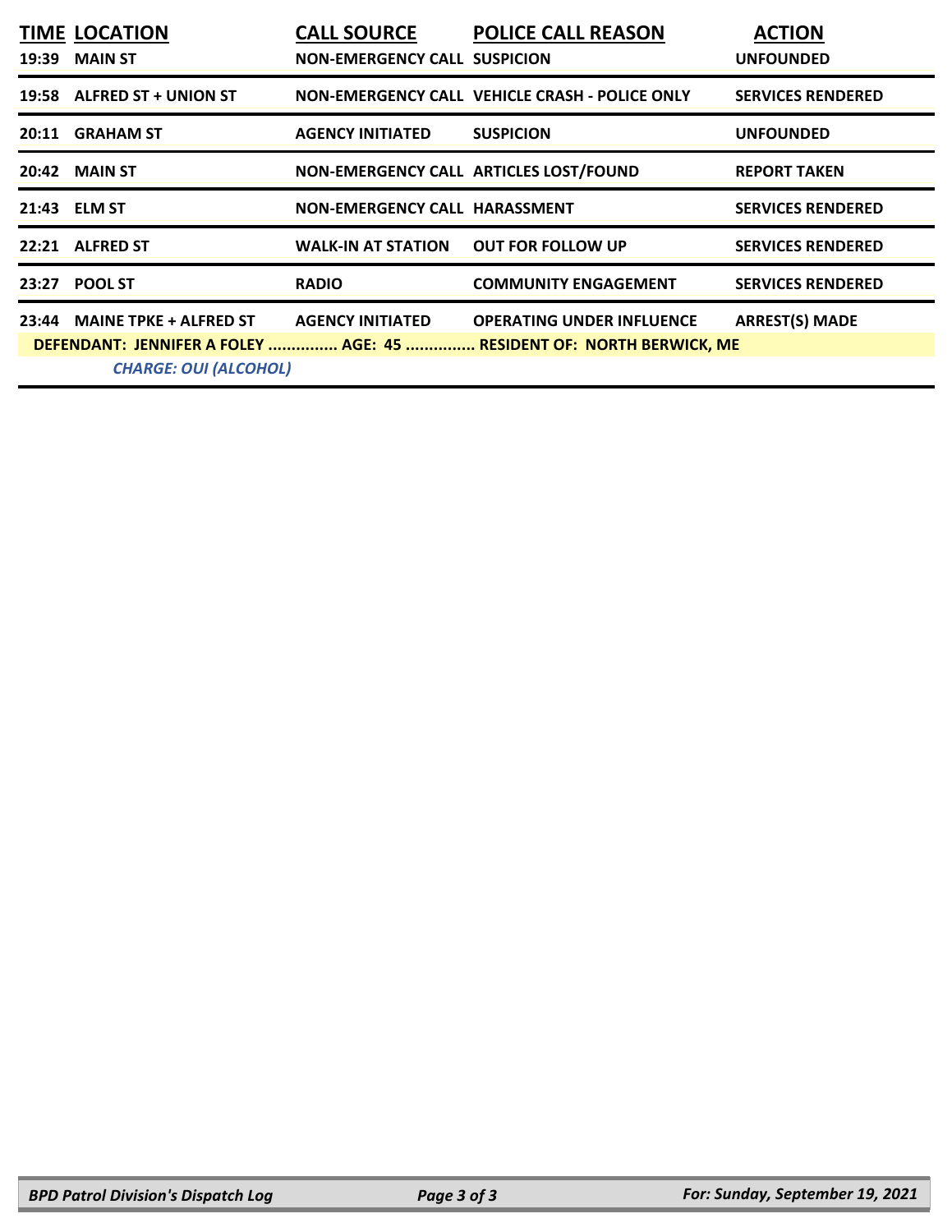| TIME | LOCATION | CALL SOURCE | POLICE CALL REASON | ACTION |
|---|---|---|---|---|
| 19:39 | MAIN ST | NON-EMERGENCY CALL | SUSPICION | UNFOUNDED |
| 19:58 | ALFRED ST + UNION ST | NON-EMERGENCY CALL | VEHICLE CRASH - POLICE ONLY | SERVICES RENDERED |
| 20:11 | GRAHAM ST | AGENCY INITIATED | SUSPICION | UNFOUNDED |
| 20:42 | MAIN ST | NON-EMERGENCY CALL | ARTICLES LOST/FOUND | REPORT TAKEN |
| 21:43 | ELM ST | NON-EMERGENCY CALL | HARASSMENT | SERVICES RENDERED |
| 22:21 | ALFRED ST | WALK-IN AT STATION | OUT FOR FOLLOW UP | SERVICES RENDERED |
| 23:27 | POOL ST | RADIO | COMMUNITY ENGAGEMENT | SERVICES RENDERED |
| 23:44 | MAINE TPKE + ALFRED ST | AGENCY INITIATED | OPERATING UNDER INFLUENCE | ARREST(S) MADE |

**DEFENDANT: JENNIFER A FOLEY ............... AGE: 45 ............... RESIDENT OF: NORTH BERWICK, ME**

***CHARGE: OUI (ALCOHOL)***